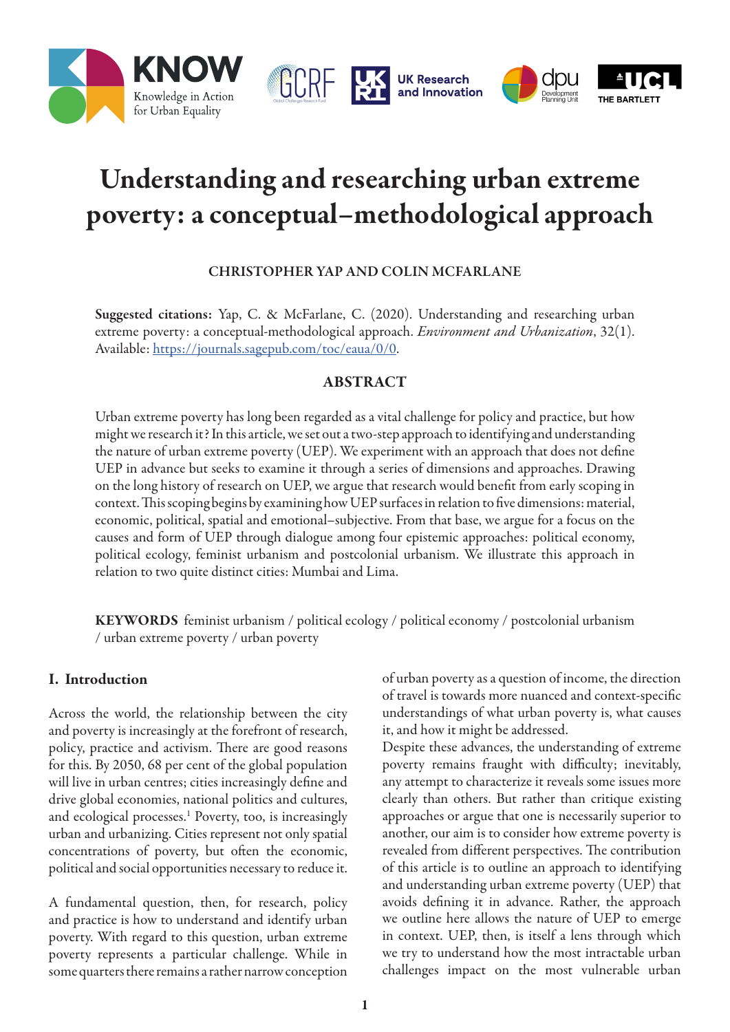# Understanding and researching urban extreme poverty: a conceptual–methodological approach

CHRISTOPHER YAP AND COLIN MCFARLANE

**Suggested citations:** Yap, C. & McFarlane, C. (2020). Understanding and researching urban extreme poverty: a conceptual-methodological approach. *Environment and Urbanization*, 32(1). Available: https://journals.sagepub.com/toc/eaua/0/0.

## ABSTRACT

Urban extreme poverty has long been regarded as a vital challenge for policy and practice, but how might we research it? In this article, we set out a two-step approach to identifying and understanding the nature of urban extreme poverty (UEP). We experiment with an approach that does not define UEP in advance but seeks to examine it through a series of dimensions and approaches. Drawing on the long history of research on UEP, we argue that research would benefit from early scoping in context. This scoping begins by examining how UEP surfaces in relation to five dimensions: material, economic, political, spatial and emotional–subjective. From that base, we argue for a focus on the causes and form of UEP through dialogue among four epistemic approaches: political economy, political ecology, feminist urbanism and postcolonial urbanism. We illustrate this approach in relation to two quite distinct cities: Mumbai and Lima.

**KEYWORDS** feminist urbanism / political ecology / political economy / postcolonial urbanism / urban extreme poverty / urban poverty

## I. Introduction

Across the world, the relationship between the city and poverty is increasingly at the forefront of research, policy, practice and activism. There are good reasons for this. By 2050, 68 per cent of the global population will live in urban centres; cities increasingly define and drive global economies, national politics and cultures, and ecological processes.[1] Poverty, too, is increasingly urban and urbanizing. Cities represent not only spatial concentrations of poverty, but often the economic, political and social opportunities necessary to reduce it.

A fundamental question, then, for research, policy and practice is how to understand and identify urban poverty. With regard to this question, urban extreme poverty represents a particular challenge. While in some quarters there remains a rather narrow conception of urban poverty as a question of income, the direction of travel is towards more nuanced and context-specific understandings of what urban poverty is, what causes it, and how it might be addressed.

Despite these advances, the understanding of extreme poverty remains fraught with difficulty; inevitably, any attempt to characterize it reveals some issues more clearly than others. But rather than critique existing approaches or argue that one is necessarily superior to another, our aim is to consider how extreme poverty is revealed from different perspectives. The contribution of this article is to outline an approach to identifying and understanding urban extreme poverty (UEP) that avoids defining it in advance. Rather, the approach we outline here allows the nature of UEP to emerge in context. UEP, then, is itself a lens through which we try to understand how the most intractable urban challenges impact on the most vulnerable urban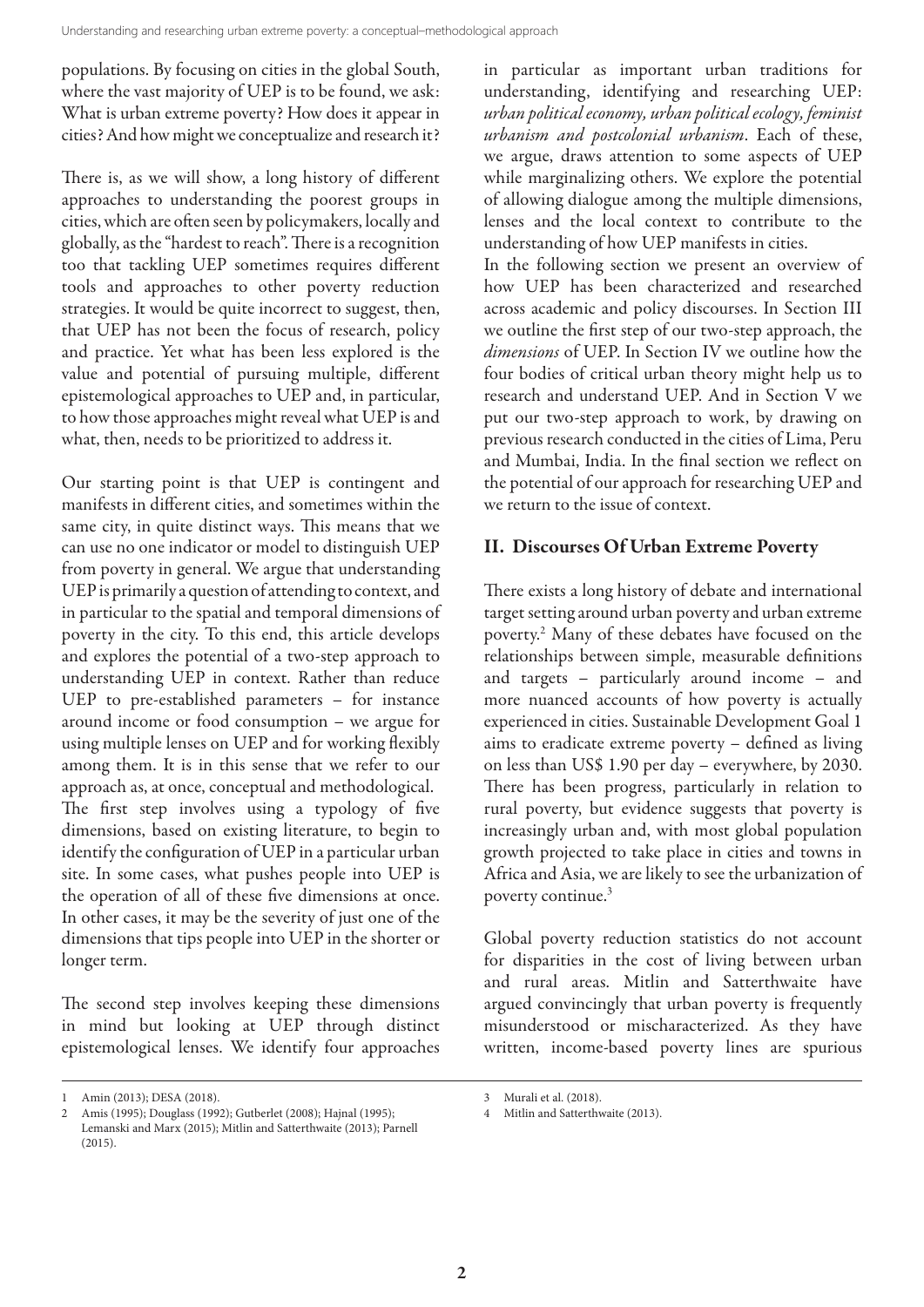populations. By focusing on cities in the global South, where the vast majority of UEP is to be found, we ask: What is urban extreme poverty? How does it appear in cities? And how might we conceptualize and research it?

There is, as we will show, a long history of different approaches to understanding the poorest groups in cities, which are often seen by policymakers, locally and globally, as the "hardest to reach". There is a recognition too that tackling UEP sometimes requires different tools and approaches to other poverty reduction strategies. It would be quite incorrect to suggest, then, that UEP has not been the focus of research, policy and practice. Yet what has been less explored is the value and potential of pursuing multiple, different epistemological approaches to UEP and, in particular, to how those approaches might reveal what UEP is and what, then, needs to be prioritized to address it.

Our starting point is that UEP is contingent and manifests in different cities, and sometimes within the same city, in quite distinct ways. This means that we can use no one indicator or model to distinguish UEP from poverty in general. We argue that understanding UEP is primarily a question of attending to context, and in particular to the spatial and temporal dimensions of poverty in the city. To this end, this article develops and explores the potential of a two-step approach to understanding UEP in context. Rather than reduce UEP to pre-established parameters – for instance around income or food consumption – we argue for using multiple lenses on UEP and for working flexibly among them. It is in this sense that we refer to our approach as, at once, conceptual and methodological.

The first step involves using a typology of five dimensions, based on existing literature, to begin to identify the configuration of UEP in a particular urban site. In some cases, what pushes people into UEP is the operation of all of these five dimensions at once. In other cases, it may be the severity of just one of the dimensions that tips people into UEP in the shorter or longer term.

The second step involves keeping these dimensions in mind but looking at UEP through distinct epistemological lenses. We identify four approaches in particular as important urban traditions for understanding, identifying and researching UEP: *urban political economy, urban political ecology, feminist urbanism and postcolonial urbanism*. Each of these, we argue, draws attention to some aspects of UEP while marginalizing others. We explore the potential of allowing dialogue among the multiple dimensions, lenses and the local context to contribute to the understanding of how UEP manifests in cities.

In the following section we present an overview of how UEP has been characterized and researched across academic and policy discourses. In Section III we outline the first step of our two-step approach, the *dimensions* of UEP. In Section IV we outline how the four bodies of critical urban theory might help us to research and understand UEP. And in Section V we put our two-step approach to work, by drawing on previous research conducted in the cities of Lima, Peru and Mumbai, India. In the final section we reflect on the potential of our approach for researching UEP and we return to the issue of context.

## II. Discourses Of Urban Extreme Poverty

There exists a long history of debate and international target setting around urban poverty and urban extreme poverty.[2] Many of these debates have focused on the relationships between simple, measurable definitions and targets – particularly around income – and more nuanced accounts of how poverty is actually experienced in cities. Sustainable Development Goal 1 aims to eradicate extreme poverty – defined as living on less than US$ 1.90 per day – everywhere, by 2030. There has been progress, particularly in relation to rural poverty, but evidence suggests that poverty is increasingly urban and, with most global population growth projected to take place in cities and towns in Africa and Asia, we are likely to see the urbanization of poverty continue.[3]

Global poverty reduction statistics do not account for disparities in the cost of living between urban and rural areas. Mitlin and Satterthwaite have argued convincingly that urban poverty is frequently misunderstood or mischaracterized. As they have written, income-based poverty lines are spurious

1 Amin (2013); DESA (2018).

2 Amis (1995); Douglass (1992); Gutberlet (2008); Hajnal (1995); Lemanski and Marx (2015); Mitlin and Satterthwaite (2013); Parnell (2015).

3 Murali et al. (2018).

4 Mitlin and Satterthwaite (2013).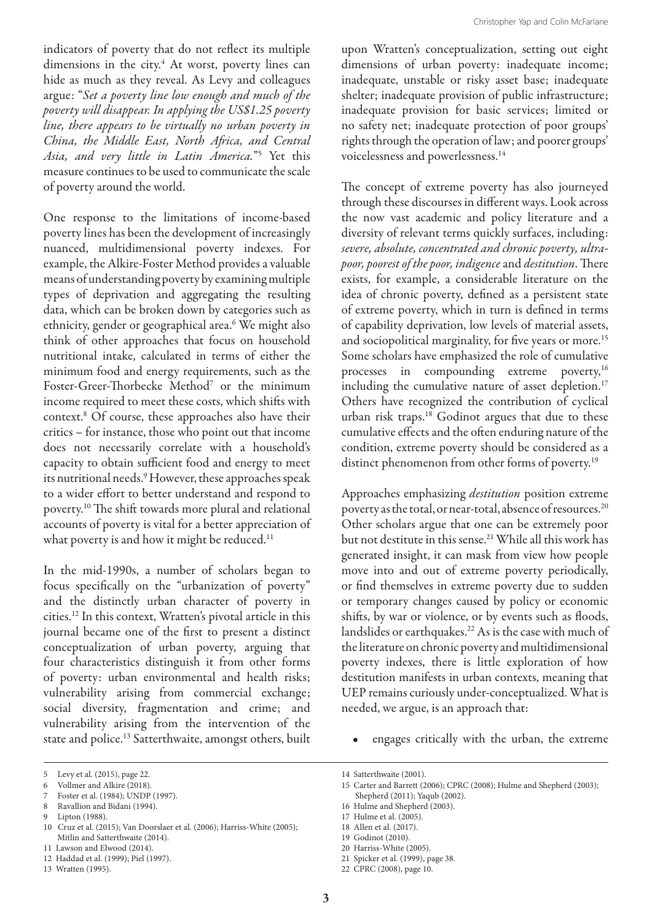indicators of poverty that do not reflect its multiple dimensions in the city.[4] At worst, poverty lines can hide as much as they reveal. As Levy and colleagues argue: "*Set a poverty line low enough and much of the poverty will disappear. In applying the US$1.25 poverty line, there appears to be virtually no urban poverty in China, the Middle East, North Africa, and Central Asia, and very little in Latin America.*"[5] Yet this measure continues to be used to communicate the scale of poverty around the world.

One response to the limitations of income-based poverty lines has been the development of increasingly nuanced, multidimensional poverty indexes. For example, the Alkire-Foster Method provides a valuable means of understanding poverty by examining multiple types of deprivation and aggregating the resulting data, which can be broken down by categories such as ethnicity, gender or geographical area.[6] We might also think of other approaches that focus on household nutritional intake, calculated in terms of either the minimum food and energy requirements, such as the Foster-Greer-Thorbecke Method[7] or the minimum income required to meet these costs, which shifts with context.[8] Of course, these approaches also have their critics – for instance, those who point out that income does not necessarily correlate with a household's capacity to obtain sufficient food and energy to meet its nutritional needs.[9] However, these approaches speak to a wider effort to better understand and respond to poverty.[10] The shift towards more plural and relational accounts of poverty is vital for a better appreciation of what poverty is and how it might be reduced.[11]

In the mid-1990s, a number of scholars began to focus specifically on the "urbanization of poverty" and the distinctly urban character of poverty in cities.[12] In this context, Wratten's pivotal article in this journal became one of the first to present a distinct conceptualization of urban poverty, arguing that four characteristics distinguish it from other forms of poverty: urban environmental and health risks; vulnerability arising from commercial exchange; social diversity, fragmentation and crime; and vulnerability arising from the intervention of the state and police.[13] Satterthwaite, amongst others, built upon Wratten's conceptualization, setting out eight dimensions of urban poverty: inadequate income; inadequate, unstable or risky asset base; inadequate shelter; inadequate provision of public infrastructure; inadequate provision for basic services; limited or no safety net; inadequate protection of poor groups' rights through the operation of law; and poorer groups' voicelessness and powerlessness.[14]

The concept of extreme poverty has also journeyed through these discourses in different ways. Look across the now vast academic and policy literature and a diversity of relevant terms quickly surfaces, including: *severe, absolute, concentrated and chronic poverty, ultra-poor, poorest of the poor, indigence* and *destitution*. There exists, for example, a considerable literature on the idea of chronic poverty, defined as a persistent state of extreme poverty, which in turn is defined in terms of capability deprivation, low levels of material assets, and sociopolitical marginality, for five years or more.[15] Some scholars have emphasized the role of cumulative processes in compounding extreme poverty,[16] including the cumulative nature of asset depletion.[17] Others have recognized the contribution of cyclical urban risk traps.[18] Godinot argues that due to these cumulative effects and the often enduring nature of the condition, extreme poverty should be considered as a distinct phenomenon from other forms of poverty.[19]

Approaches emphasizing *destitution* position extreme poverty as the total, or near-total, absence of resources.[20] Other scholars argue that one can be extremely poor but not destitute in this sense.[21] While all this work has generated insight, it can mask from view how people move into and out of extreme poverty periodically, or find themselves in extreme poverty due to sudden or temporary changes caused by policy or economic shifts, by war or violence, or by events such as floods, landslides or earthquakes.[22] As is the case with much of the literature on chronic poverty and multidimensional poverty indexes, there is little exploration of how destitution manifests in urban contexts, meaning that UEP remains curiously under-conceptualized. What is needed, we argue, is an approach that:

- engages critically with the urban, the extreme

5 Levy et al. (2015), page 22.
6 Vollmer and Alkire (2018).
7 Foster et al. (1984); UNDP (1997).
8 Ravallion and Bidani (1994).
9 Lipton (1988).
10 Cruz et al. (2015); Van Doorslaer et al. (2006); Harriss-White (2005); Mitlin and Satterthwaite (2014).
11 Lawson and Elwood (2014).
12 Haddad et al. (1999); Piel (1997).
13 Wratten (1995).
14 Satterthwaite (2001).
15 Carter and Barrett (2006); CPRC (2008); Hulme and Shepherd (2003); Shepherd (2011); Yaqub (2002).
16 Hulme and Shepherd (2003).
17 Hulme et al. (2005).
18 Allen et al. (2017).
19 Godinot (2010).
20 Harriss-White (2005).
21 Spicker et al. (1999), page 38.
22 CPRC (2008), page 10.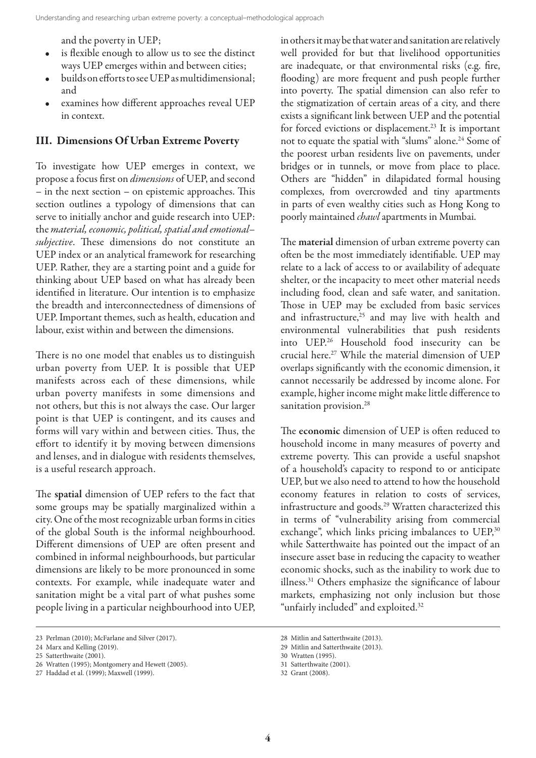and the poverty in UEP;

- is flexible enough to allow us to see the distinct ways UEP emerges within and between cities;
- builds on efforts to see UEP as multidimensional; and
- examines how different approaches reveal UEP in context.

## III. Dimensions Of Urban Extreme Poverty

To investigate how UEP emerges in context, we propose a focus first on *dimensions* of UEP, and second – in the next section – on epistemic approaches. This section outlines a typology of dimensions that can serve to initially anchor and guide research into UEP: the *material, economic, political, spatial and emotional–subjective*. These dimensions do not constitute an UEP index or an analytical framework for researching UEP. Rather, they are a starting point and a guide for thinking about UEP based on what has already been identified in literature. Our intention is to emphasize the breadth and interconnectedness of dimensions of UEP. Important themes, such as health, education and labour, exist within and between the dimensions.

There is no one model that enables us to distinguish urban poverty from UEP. It is possible that UEP manifests across each of these dimensions, while urban poverty manifests in some dimensions and not others, but this is not always the case. Our larger point is that UEP is contingent, and its causes and forms will vary within and between cities. Thus, the effort to identify it by moving between dimensions and lenses, and in dialogue with residents themselves, is a useful research approach.

The **spatial** dimension of UEP refers to the fact that some groups may be spatially marginalized within a city. One of the most recognizable urban forms in cities of the global South is the informal neighbourhood. Different dimensions of UEP are often present and combined in informal neighbourhoods, but particular dimensions are likely to be more pronounced in some contexts. For example, while inadequate water and sanitation might be a vital part of what pushes some people living in a particular neighbourhood into UEP, in others it may be that water and sanitation are relatively well provided for but that livelihood opportunities are inadequate, or that environmental risks (e.g. fire, flooding) are more frequent and push people further into poverty. The spatial dimension can also refer to the stigmatization of certain areas of a city, and there exists a significant link between UEP and the potential for forced evictions or displacement.[23] It is important not to equate the spatial with "slums" alone.[24] Some of the poorest urban residents live on pavements, under bridges or in tunnels, or move from place to place. Others are "hidden" in dilapidated formal housing complexes, from overcrowded and tiny apartments in parts of even wealthy cities such as Hong Kong to poorly maintained *chawl* apartments in Mumbai.

The **material** dimension of urban extreme poverty can often be the most immediately identifiable. UEP may relate to a lack of access to or availability of adequate shelter, or the incapacity to meet other material needs including food, clean and safe water, and sanitation. Those in UEP may be excluded from basic services and infrastructure,[25] and may live with health and environmental vulnerabilities that push residents into UEP.[26] Household food insecurity can be crucial here.[27] While the material dimension of UEP overlaps significantly with the economic dimension, it cannot necessarily be addressed by income alone. For example, higher income might make little difference to sanitation provision.[28]

The **economic** dimension of UEP is often reduced to household income in many measures of poverty and extreme poverty. This can provide a useful snapshot of a household's capacity to respond to or anticipate UEP, but we also need to attend to how the household economy features in relation to costs of services, infrastructure and goods.[29] Wratten characterized this in terms of "vulnerability arising from commercial exchange", which links pricing imbalances to UEP,[30] while Satterthwaite has pointed out the impact of an insecure asset base in reducing the capacity to weather economic shocks, such as the inability to work due to illness.[31] Others emphasize the significance of labour markets, emphasizing not only inclusion but those "unfairly included" and exploited.[32]

23 Perlman (2010); McFarlane and Silver (2017).
24 Marx and Kelling (2019).
25 Satterthwaite (2001).
26 Wratten (1995); Montgomery and Hewett (2005).
27 Haddad et al. (1999); Maxwell (1999).
28 Mitlin and Satterthwaite (2013).
29 Mitlin and Satterthwaite (2013).
30 Wratten (1995).
31 Satterthwaite (2001).
32 Grant (2008).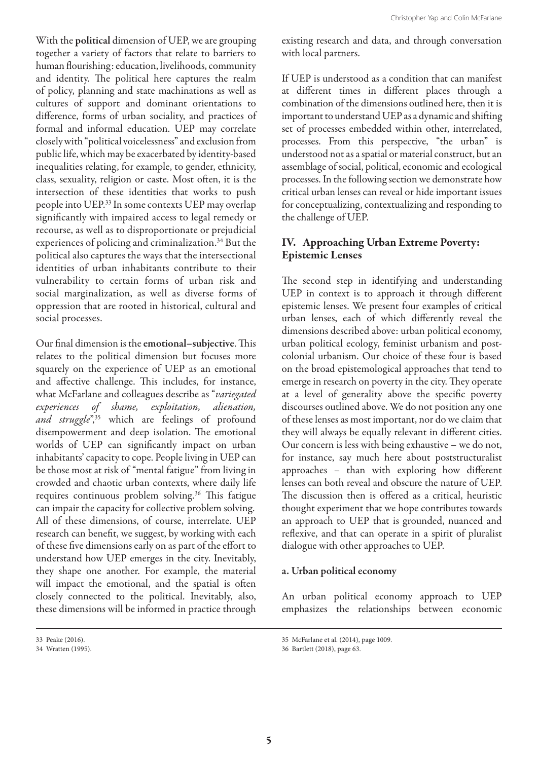With the **political** dimension of UEP, we are grouping together a variety of factors that relate to barriers to human flourishing: education, livelihoods, community and identity. The political here captures the realm of policy, planning and state machinations as well as cultures of support and dominant orientations to difference, forms of urban sociality, and practices of formal and informal education. UEP may correlate closely with "political voicelessness" and exclusion from public life, which may be exacerbated by identity-based inequalities relating, for example, to gender, ethnicity, class, sexuality, religion or caste. Most often, it is the intersection of these identities that works to push people into UEP.[33] In some contexts UEP may overlap significantly with impaired access to legal remedy or recourse, as well as to disproportionate or prejudicial experiences of policing and criminalization.[34] But the political also captures the ways that the intersectional identities of urban inhabitants contribute to their vulnerability to certain forms of urban risk and social marginalization, as well as diverse forms of oppression that are rooted in historical, cultural and social processes.

Our final dimension is the **emotional–subjective**. This relates to the political dimension but focuses more squarely on the experience of UEP as an emotional and affective challenge. This includes, for instance, what McFarlane and colleagues describe as "*variegated experiences of shame, exploitation, alienation, and struggle*",[35] which are feelings of profound disempowerment and deep isolation. The emotional worlds of UEP can significantly impact on urban inhabitants' capacity to cope. People living in UEP can be those most at risk of "mental fatigue" from living in crowded and chaotic urban contexts, where daily life requires continuous problem solving.[36] This fatigue can impair the capacity for collective problem solving. All of these dimensions, of course, interrelate. UEP research can benefit, we suggest, by working with each of these five dimensions early on as part of the effort to understand how UEP emerges in the city. Inevitably, they shape one another. For example, the material will impact the emotional, and the spatial is often closely connected to the political. Inevitably, also, these dimensions will be informed in practice through existing research and data, and through conversation with local partners.

If UEP is understood as a condition that can manifest at different times in different places through a combination of the dimensions outlined here, then it is important to understand UEP as a dynamic and shifting set of processes embedded within other, interrelated, processes. From this perspective, "the urban" is understood not as a spatial or material construct, but an assemblage of social, political, economic and ecological processes. In the following section we demonstrate how critical urban lenses can reveal or hide important issues for conceptualizing, contextualizing and responding to the challenge of UEP.

## IV. Approaching Urban Extreme Poverty: Epistemic Lenses

The second step in identifying and understanding UEP in context is to approach it through different epistemic lenses. We present four examples of critical urban lenses, each of which differently reveal the dimensions described above: urban political economy, urban political ecology, feminist urbanism and post-colonial urbanism. Our choice of these four is based on the broad epistemological approaches that tend to emerge in research on poverty in the city. They operate at a level of generality above the specific poverty discourses outlined above. We do not position any one of these lenses as most important, nor do we claim that they will always be equally relevant in different cities. Our concern is less with being exhaustive – we do not, for instance, say much here about poststructuralist approaches – than with exploring how different lenses can both reveal and obscure the nature of UEP. The discussion then is offered as a critical, heuristic thought experiment that we hope contributes towards an approach to UEP that is grounded, nuanced and reflexive, and that can operate in a spirit of pluralist dialogue with other approaches to UEP.

### a. Urban political economy

An urban political economy approach to UEP emphasizes the relationships between economic

33 Peake (2016).

34 Wratten (1995).

35 McFarlane et al. (2014), page 1009.

36 Bartlett (2018), page 63.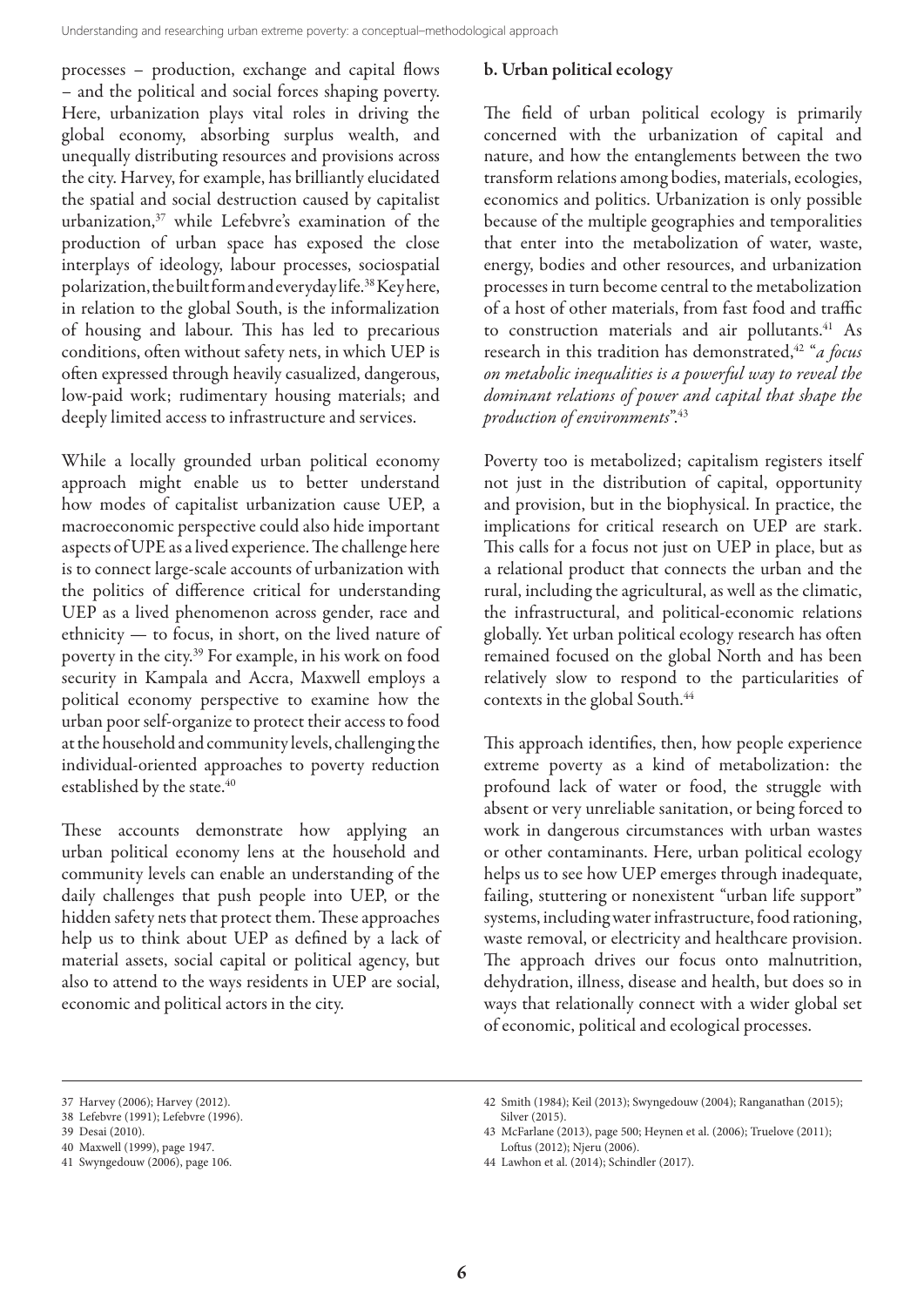processes – production, exchange and capital flows – and the political and social forces shaping poverty. Here, urbanization plays vital roles in driving the global economy, absorbing surplus wealth, and unequally distributing resources and provisions across the city. Harvey, for example, has brilliantly elucidated the spatial and social destruction caused by capitalist urbanization,[37] while Lefebvre's examination of the production of urban space has exposed the close interplays of ideology, labour processes, sociospatial polarization, the built form and everyday life.[38] Key here, in relation to the global South, is the informalization of housing and labour. This has led to precarious conditions, often without safety nets, in which UEP is often expressed through heavily casualized, dangerous, low-paid work; rudimentary housing materials; and deeply limited access to infrastructure and services.

While a locally grounded urban political economy approach might enable us to better understand how modes of capitalist urbanization cause UEP, a macroeconomic perspective could also hide important aspects of UPE as a lived experience. The challenge here is to connect large-scale accounts of urbanization with the politics of difference critical for understanding UEP as a lived phenomenon across gender, race and ethnicity — to focus, in short, on the lived nature of poverty in the city.[39] For example, in his work on food security in Kampala and Accra, Maxwell employs a political economy perspective to examine how the urban poor self-organize to protect their access to food at the household and community levels, challenging the individual-oriented approaches to poverty reduction established by the state.[40]

These accounts demonstrate how applying an urban political economy lens at the household and community levels can enable an understanding of the daily challenges that push people into UEP, or the hidden safety nets that protect them. These approaches help us to think about UEP as defined by a lack of material assets, social capital or political agency, but also to attend to the ways residents in UEP are social, economic and political actors in the city.

### b. Urban political ecology

The field of urban political ecology is primarily concerned with the urbanization of capital and nature, and how the entanglements between the two transform relations among bodies, materials, ecologies, economics and politics. Urbanization is only possible because of the multiple geographies and temporalities that enter into the metabolization of water, waste, energy, bodies and other resources, and urbanization processes in turn become central to the metabolization of a host of other materials, from fast food and traffic to construction materials and air pollutants.[41] As research in this tradition has demonstrated,[42] "*a focus on metabolic inequalities is a powerful way to reveal the dominant relations of power and capital that shape the production of environments*".[43]

Poverty too is metabolized; capitalism registers itself not just in the distribution of capital, opportunity and provision, but in the biophysical. In practice, the implications for critical research on UEP are stark. This calls for a focus not just on UEP in place, but as a relational product that connects the urban and the rural, including the agricultural, as well as the climatic, the infrastructural, and political-economic relations globally. Yet urban political ecology research has often remained focused on the global North and has been relatively slow to respond to the particularities of contexts in the global South.[44]

This approach identifies, then, how people experience extreme poverty as a kind of metabolization: the profound lack of water or food, the struggle with absent or very unreliable sanitation, or being forced to work in dangerous circumstances with urban wastes or other contaminants. Here, urban political ecology helps us to see how UEP emerges through inadequate, failing, stuttering or nonexistent "urban life support" systems, including water infrastructure, food rationing, waste removal, or electricity and healthcare provision. The approach drives our focus onto malnutrition, dehydration, illness, disease and health, but does so in ways that relationally connect with a wider global set of economic, political and ecological processes.

---

37 Harvey (2006); Harvey (2012).

38 Lefebvre (1991); Lefebvre (1996).

39 Desai (2010).

40 Maxwell (1999), page 1947.

41 Swyngedouw (2006), page 106.

42 Smith (1984); Keil (2013); Swyngedouw (2004); Ranganathan (2015); Silver (2015).

43 McFarlane (2013), page 500; Heynen et al. (2006); Truelove (2011); Loftus (2012); Njeru (2006).

44 Lawhon et al. (2014); Schindler (2017).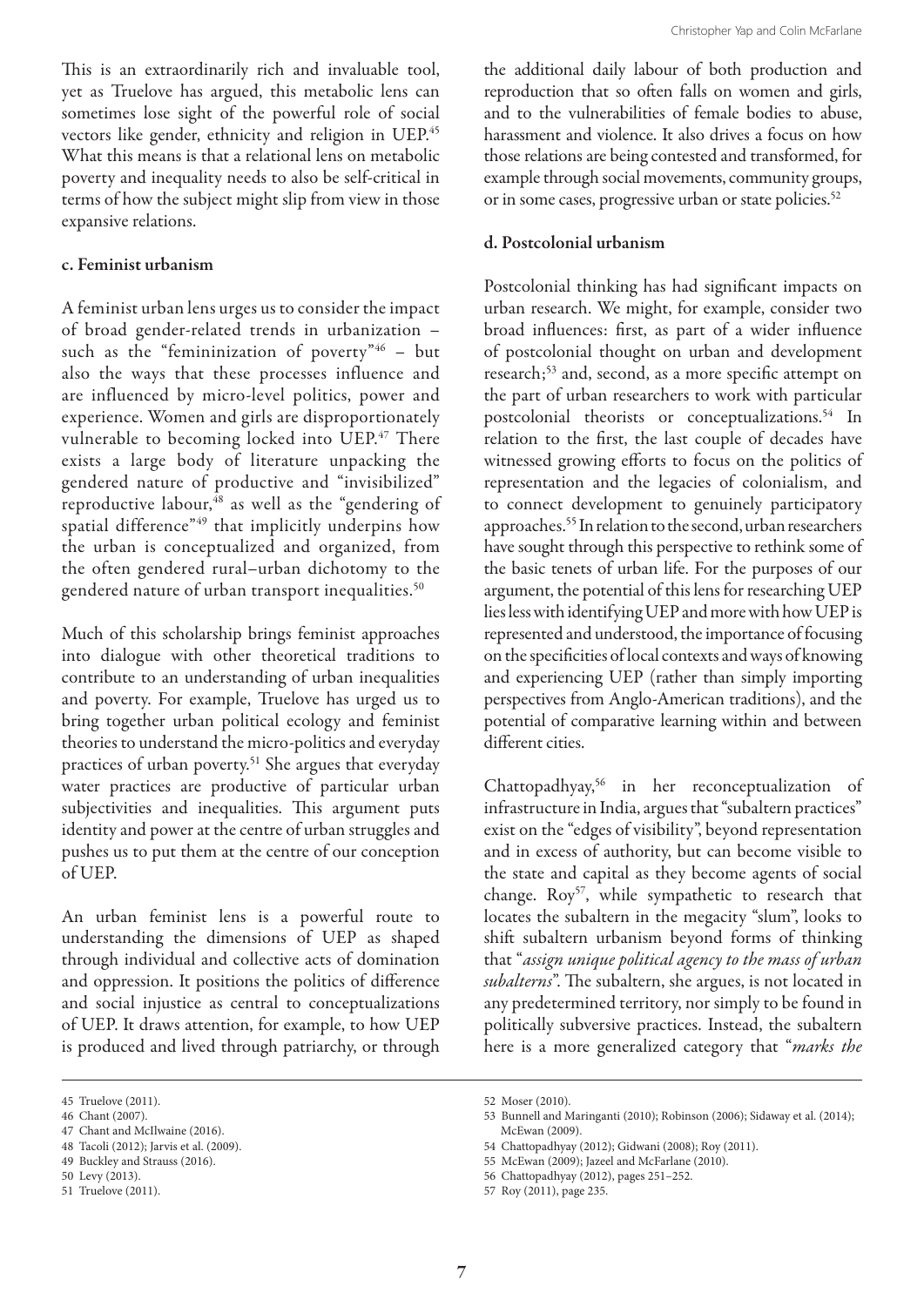This is an extraordinarily rich and invaluable tool, yet as Truelove has argued, this metabolic lens can sometimes lose sight of the powerful role of social vectors like gender, ethnicity and religion in UEP.[45] What this means is that a relational lens on metabolic poverty and inequality needs to also be self-critical in terms of how the subject might slip from view in those expansive relations.

### c. Feminist urbanism

A feminist urban lens urges us to consider the impact of broad gender-related trends in urbanization – such as the "femininization of poverty"[46] – but also the ways that these processes influence and are influenced by micro-level politics, power and experience. Women and girls are disproportionately vulnerable to becoming locked into UEP.[47] There exists a large body of literature unpacking the gendered nature of productive and "invisibilized" reproductive labour,[48] as well as the "gendering of spatial difference"[49] that implicitly underpins how the urban is conceptualized and organized, from the often gendered rural–urban dichotomy to the gendered nature of urban transport inequalities.[50]

Much of this scholarship brings feminist approaches into dialogue with other theoretical traditions to contribute to an understanding of urban inequalities and poverty. For example, Truelove has urged us to bring together urban political ecology and feminist theories to understand the micro-politics and everyday practices of urban poverty.[51] She argues that everyday water practices are productive of particular urban subjectivities and inequalities. This argument puts identity and power at the centre of urban struggles and pushes us to put them at the centre of our conception of UEP.

An urban feminist lens is a powerful route to understanding the dimensions of UEP as shaped through individual and collective acts of domination and oppression. It positions the politics of difference and social injustice as central to conceptualizations of UEP. It draws attention, for example, to how UEP is produced and lived through patriarchy, or through the additional daily labour of both production and reproduction that so often falls on women and girls, and to the vulnerabilities of female bodies to abuse, harassment and violence. It also drives a focus on how those relations are being contested and transformed, for example through social movements, community groups, or in some cases, progressive urban or state policies.[52]

### d. Postcolonial urbanism

Postcolonial thinking has had significant impacts on urban research. We might, for example, consider two broad influences: first, as part of a wider influence of postcolonial thought on urban and development research;[53] and, second, as a more specific attempt on the part of urban researchers to work with particular postcolonial theorists or conceptualizations.[54] In relation to the first, the last couple of decades have witnessed growing efforts to focus on the politics of representation and the legacies of colonialism, and to connect development to genuinely participatory approaches.[55] In relation to the second, urban researchers have sought through this perspective to rethink some of the basic tenets of urban life. For the purposes of our argument, the potential of this lens for researching UEP lies less with identifying UEP and more with how UEP is represented and understood, the importance of focusing on the specificities of local contexts and ways of knowing and experiencing UEP (rather than simply importing perspectives from Anglo-American traditions), and the potential of comparative learning within and between different cities.

Chattopadhyay,[56] in her reconceptualization of infrastructure in India, argues that "subaltern practices" exist on the "edges of visibility", beyond representation and in excess of authority, but can become visible to the state and capital as they become agents of social change. Roy[57], while sympathetic to research that locates the subaltern in the megacity "slum", looks to shift subaltern urbanism beyond forms of thinking that "*assign unique political agency to the mass of urban subalterns*". The subaltern, she argues, is not located in any predetermined territory, nor simply to be found in politically subversive practices. Instead, the subaltern here is a more generalized category that "*marks the*

45 Truelove (2011).
46 Chant (2007).
47 Chant and McIlwaine (2016).
48 Tacoli (2012); Jarvis et al. (2009).
49 Buckley and Strauss (2016).
50 Levy (2013).
51 Truelove (2011).
52 Moser (2010).
53 Bunnell and Maringanti (2010); Robinson (2006); Sidaway et al. (2014); McEwan (2009).
54 Chattopadhyay (2012); Gidwani (2008); Roy (2011).
55 McEwan (2009); Jazeel and McFarlane (2010).
56 Chattopadhyay (2012), pages 251–252.
57 Roy (2011), page 235.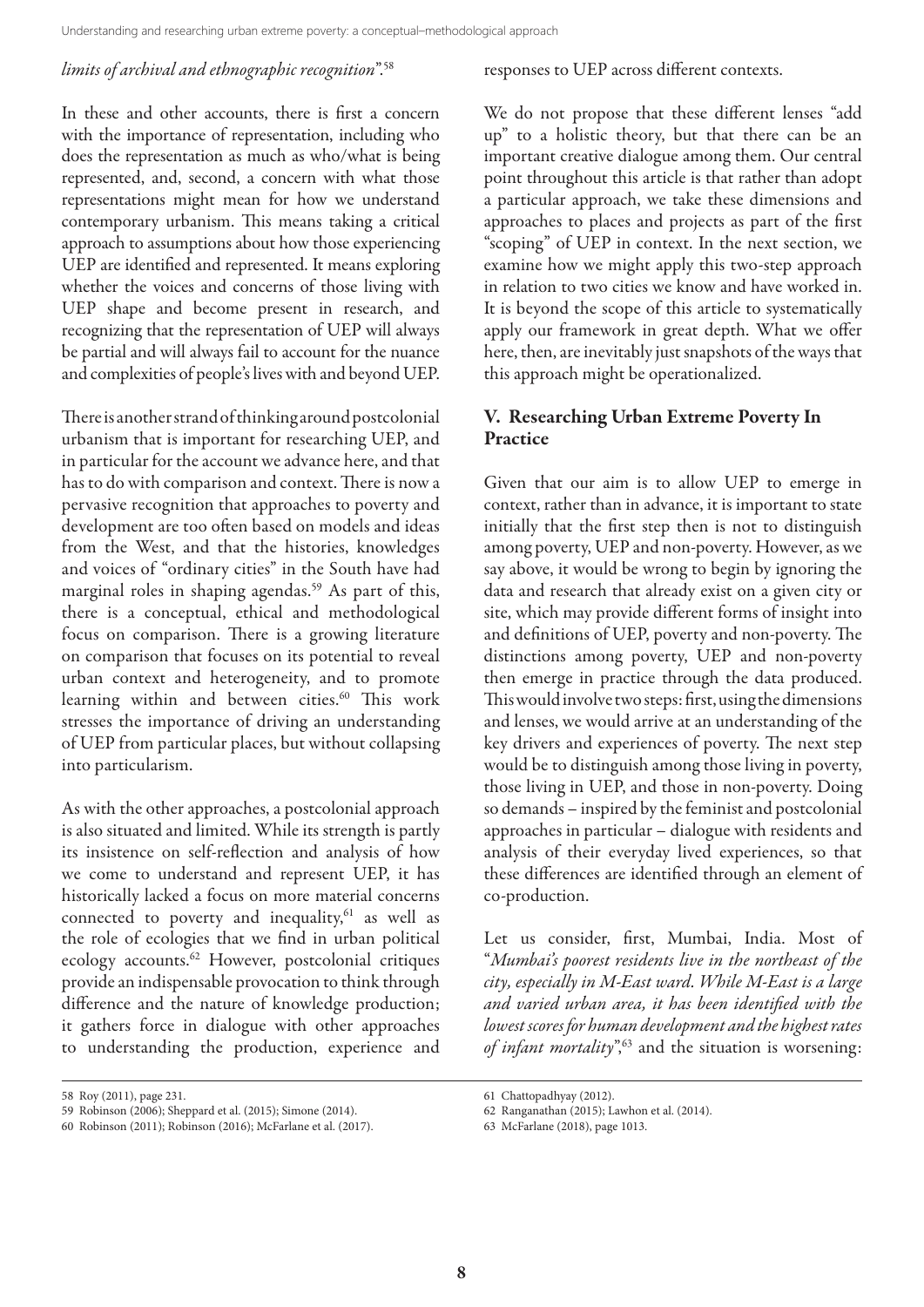*limits of archival and ethnographic recognition*".[58]

In these and other accounts, there is first a concern with the importance of representation, including who does the representation as much as who/what is being represented, and, second, a concern with what those representations might mean for how we understand contemporary urbanism. This means taking a critical approach to assumptions about how those experiencing UEP are identified and represented. It means exploring whether the voices and concerns of those living with UEP shape and become present in research, and recognizing that the representation of UEP will always be partial and will always fail to account for the nuance and complexities of people's lives with and beyond UEP.

There is another strand of thinking around postcolonial urbanism that is important for researching UEP, and in particular for the account we advance here, and that has to do with comparison and context. There is now a pervasive recognition that approaches to poverty and development are too often based on models and ideas from the West, and that the histories, knowledges and voices of "ordinary cities" in the South have had marginal roles in shaping agendas.[59] As part of this, there is a conceptual, ethical and methodological focus on comparison. There is a growing literature on comparison that focuses on its potential to reveal urban context and heterogeneity, and to promote learning within and between cities.[60] This work stresses the importance of driving an understanding of UEP from particular places, but without collapsing into particularism.

As with the other approaches, a postcolonial approach is also situated and limited. While its strength is partly its insistence on self-reflection and analysis of how we come to understand and represent UEP, it has historically lacked a focus on more material concerns connected to poverty and inequality,[61] as well as the role of ecologies that we find in urban political ecology accounts.[62] However, postcolonial critiques provide an indispensable provocation to think through difference and the nature of knowledge production; it gathers force in dialogue with other approaches to understanding the production, experience and responses to UEP across different contexts.

We do not propose that these different lenses "add up" to a holistic theory, but that there can be an important creative dialogue among them. Our central point throughout this article is that rather than adopt a particular approach, we take these dimensions and approaches to places and projects as part of the first "scoping" of UEP in context. In the next section, we examine how we might apply this two-step approach in relation to two cities we know and have worked in. It is beyond the scope of this article to systematically apply our framework in great depth. What we offer here, then, are inevitably just snapshots of the ways that this approach might be operationalized.

## V. Researching Urban Extreme Poverty In Practice

Given that our aim is to allow UEP to emerge in context, rather than in advance, it is important to state initially that the first step then is not to distinguish among poverty, UEP and non-poverty. However, as we say above, it would be wrong to begin by ignoring the data and research that already exist on a given city or site, which may provide different forms of insight into and definitions of UEP, poverty and non-poverty. The distinctions among poverty, UEP and non-poverty then emerge in practice through the data produced. This would involve two steps: first, using the dimensions and lenses, we would arrive at an understanding of the key drivers and experiences of poverty. The next step would be to distinguish among those living in poverty, those living in UEP, and those in non-poverty. Doing so demands – inspired by the feminist and postcolonial approaches in particular – dialogue with residents and analysis of their everyday lived experiences, so that these differences are identified through an element of co-production.

Let us consider, first, Mumbai, India. Most of "*Mumbai's poorest residents live in the northeast of the city, especially in M-East ward. While M-East is a large and varied urban area, it has been identified with the lowest scores for human development and the highest rates of infant mortality*",[63] and the situation is worsening:

58 Roy (2011), page 231.

59 Robinson (2006); Sheppard et al. (2015); Simone (2014).

60 Robinson (2011); Robinson (2016); McFarlane et al. (2017).

61 Chattopadhyay (2012).

62 Ranganathan (2015); Lawhon et al. (2014).

63 McFarlane (2018), page 1013.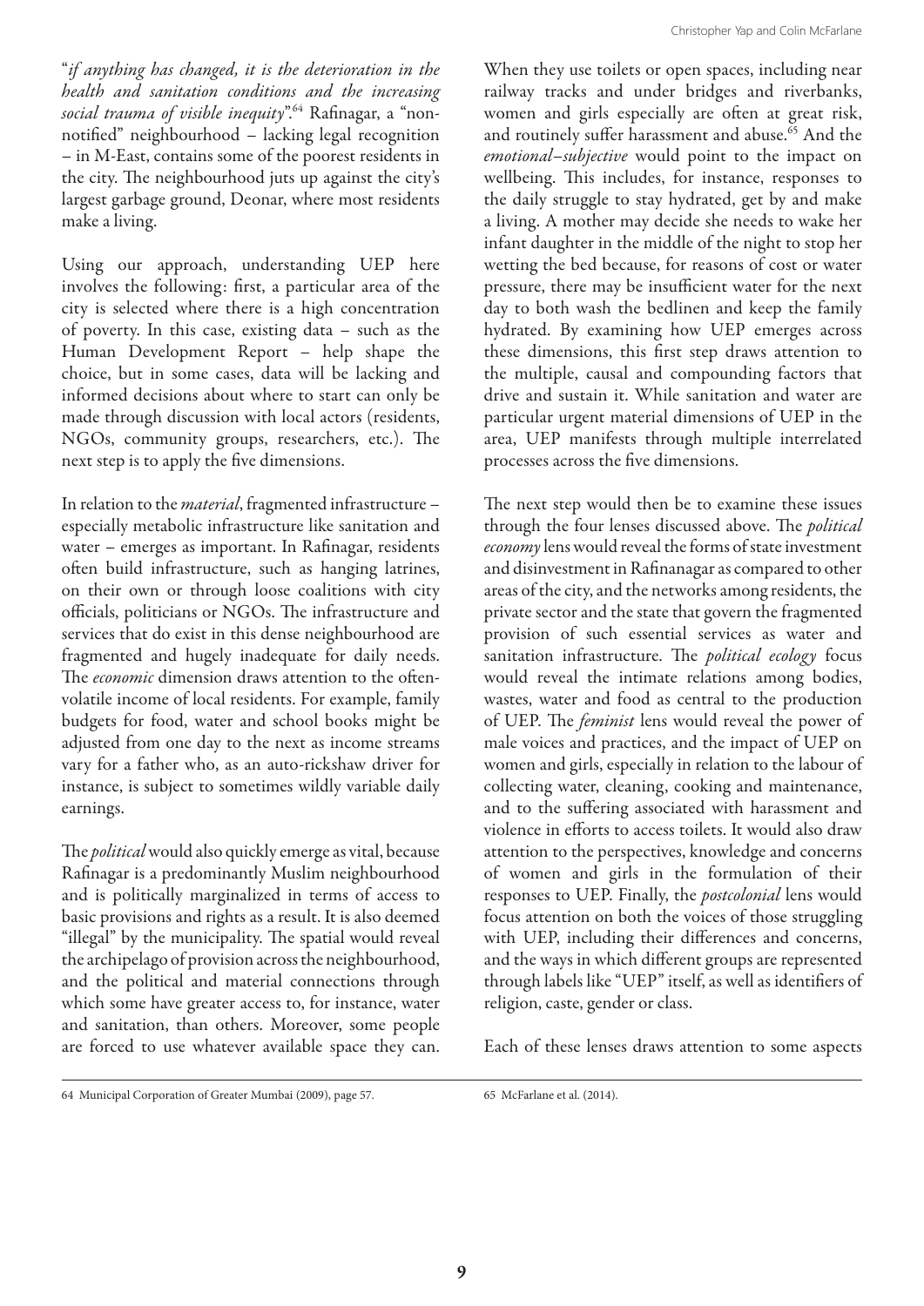"*if anything has changed, it is the deterioration in the health and sanitation conditions and the increasing social trauma of visible inequity*".[64] Rafinagar, a "non-notified" neighbourhood – lacking legal recognition – in M-East, contains some of the poorest residents in the city. The neighbourhood juts up against the city's largest garbage ground, Deonar, where most residents make a living.

Using our approach, understanding UEP here involves the following: first, a particular area of the city is selected where there is a high concentration of poverty. In this case, existing data – such as the Human Development Report – help shape the choice, but in some cases, data will be lacking and informed decisions about where to start can only be made through discussion with local actors (residents, NGOs, community groups, researchers, etc.). The next step is to apply the five dimensions.

In relation to the *material*, fragmented infrastructure – especially metabolic infrastructure like sanitation and water – emerges as important. In Rafinagar, residents often build infrastructure, such as hanging latrines, on their own or through loose coalitions with city officials, politicians or NGOs. The infrastructure and services that do exist in this dense neighbourhood are fragmented and hugely inadequate for daily needs. The *economic* dimension draws attention to the often-volatile income of local residents. For example, family budgets for food, water and school books might be adjusted from one day to the next as income streams vary for a father who, as an auto-rickshaw driver for instance, is subject to sometimes wildly variable daily earnings.

The *political* would also quickly emerge as vital, because Rafinagar is a predominantly Muslim neighbourhood and is politically marginalized in terms of access to basic provisions and rights as a result. It is also deemed "illegal" by the municipality. The spatial would reveal the archipelago of provision across the neighbourhood, and the political and material connections through which some have greater access to, for instance, water and sanitation, than others. Moreover, some people are forced to use whatever available space they can. When they use toilets or open spaces, including near railway tracks and under bridges and riverbanks, women and girls especially are often at great risk, and routinely suffer harassment and abuse.[65] And the *emotional–subjective* would point to the impact on wellbeing. This includes, for instance, responses to the daily struggle to stay hydrated, get by and make a living. A mother may decide she needs to wake her infant daughter in the middle of the night to stop her wetting the bed because, for reasons of cost or water pressure, there may be insufficient water for the next day to both wash the bedlinen and keep the family hydrated. By examining how UEP emerges across these dimensions, this first step draws attention to the multiple, causal and compounding factors that drive and sustain it. While sanitation and water are particular urgent material dimensions of UEP in the area, UEP manifests through multiple interrelated processes across the five dimensions.

The next step would then be to examine these issues through the four lenses discussed above. The *political economy* lens would reveal the forms of state investment and disinvestment in Rafinanagar as compared to other areas of the city, and the networks among residents, the private sector and the state that govern the fragmented provision of such essential services as water and sanitation infrastructure. The *political ecology* focus would reveal the intimate relations among bodies, wastes, water and food as central to the production of UEP. The *feminist* lens would reveal the power of male voices and practices, and the impact of UEP on women and girls, especially in relation to the labour of collecting water, cleaning, cooking and maintenance, and to the suffering associated with harassment and violence in efforts to access toilets. It would also draw attention to the perspectives, knowledge and concerns of women and girls in the formulation of their responses to UEP. Finally, the *postcolonial* lens would focus attention on both the voices of those struggling with UEP, including their differences and concerns, and the ways in which different groups are represented through labels like "UEP" itself, as well as identifiers of religion, caste, gender or class.

Each of these lenses draws attention to some aspects

64 Municipal Corporation of Greater Mumbai (2009), page 57.

65 McFarlane et al. (2014).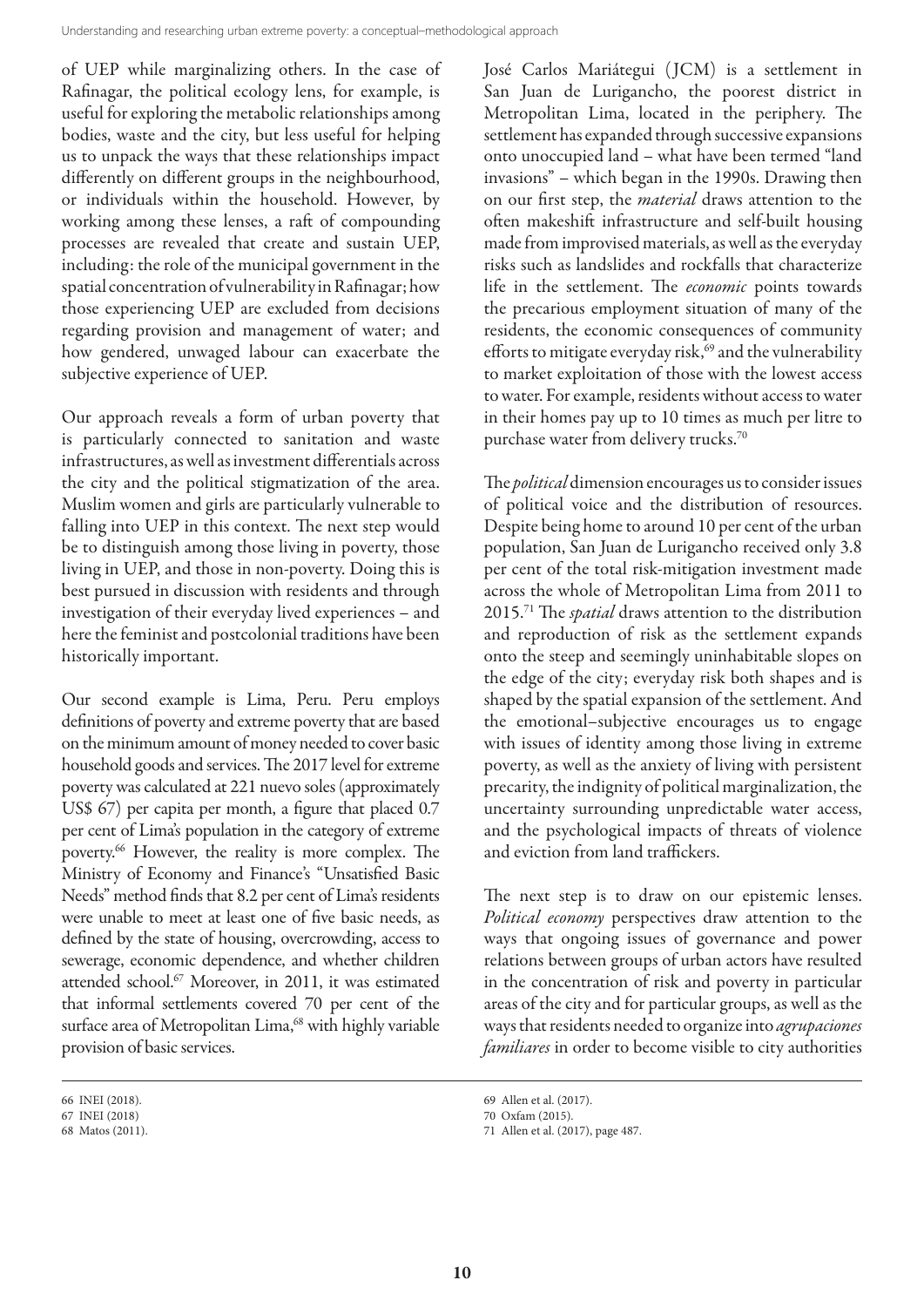of UEP while marginalizing others. In the case of Rafinagar, the political ecology lens, for example, is useful for exploring the metabolic relationships among bodies, waste and the city, but less useful for helping us to unpack the ways that these relationships impact differently on different groups in the neighbourhood, or individuals within the household. However, by working among these lenses, a raft of compounding processes are revealed that create and sustain UEP, including: the role of the municipal government in the spatial concentration of vulnerability in Rafinagar; how those experiencing UEP are excluded from decisions regarding provision and management of water; and how gendered, unwaged labour can exacerbate the subjective experience of UEP.

Our approach reveals a form of urban poverty that is particularly connected to sanitation and waste infrastructures, as well as investment differentials across the city and the political stigmatization of the area. Muslim women and girls are particularly vulnerable to falling into UEP in this context. The next step would be to distinguish among those living in poverty, those living in UEP, and those in non-poverty. Doing this is best pursued in discussion with residents and through investigation of their everyday lived experiences – and here the feminist and postcolonial traditions have been historically important.

Our second example is Lima, Peru. Peru employs definitions of poverty and extreme poverty that are based on the minimum amount of money needed to cover basic household goods and services. The 2017 level for extreme poverty was calculated at 221 nuevo soles (approximately US$ 67) per capita per month, a figure that placed 0.7 per cent of Lima's population in the category of extreme poverty.[66] However, the reality is more complex. The Ministry of Economy and Finance's "Unsatisfied Basic Needs" method finds that 8.2 per cent of Lima's residents were unable to meet at least one of five basic needs, as defined by the state of housing, overcrowding, access to sewerage, economic dependence, and whether children attended school.[67] Moreover, in 2011, it was estimated that informal settlements covered 70 per cent of the surface area of Metropolitan Lima,[68] with highly variable provision of basic services.

José Carlos Mariátegui (JCM) is a settlement in San Juan de Lurigancho, the poorest district in Metropolitan Lima, located in the periphery. The settlement has expanded through successive expansions onto unoccupied land – what have been termed "land invasions" – which began in the 1990s. Drawing then on our first step, the *material* draws attention to the often makeshift infrastructure and self-built housing made from improvised materials, as well as the everyday risks such as landslides and rockfalls that characterize life in the settlement. The *economic* points towards the precarious employment situation of many of the residents, the economic consequences of community efforts to mitigate everyday risk,[69] and the vulnerability to market exploitation of those with the lowest access to water. For example, residents without access to water in their homes pay up to 10 times as much per litre to purchase water from delivery trucks.[70]

The *political* dimension encourages us to consider issues of political voice and the distribution of resources. Despite being home to around 10 per cent of the urban population, San Juan de Lurigancho received only 3.8 per cent of the total risk-mitigation investment made across the whole of Metropolitan Lima from 2011 to 2015.[71] The *spatial* draws attention to the distribution and reproduction of risk as the settlement expands onto the steep and seemingly uninhabitable slopes on the edge of the city; everyday risk both shapes and is shaped by the spatial expansion of the settlement. And the emotional–subjective encourages us to engage with issues of identity among those living in extreme poverty, as well as the anxiety of living with persistent precarity, the indignity of political marginalization, the uncertainty surrounding unpredictable water access, and the psychological impacts of threats of violence and eviction from land traffickers.

The next step is to draw on our epistemic lenses. *Political economy* perspectives draw attention to the ways that ongoing issues of governance and power relations between groups of urban actors have resulted in the concentration of risk and poverty in particular areas of the city and for particular groups, as well as the ways that residents needed to organize into *agrupaciones familiares* in order to become visible to city authorities

66 INEI (2018).
67 INEI (2018)
68 Matos (2011).
69 Allen et al. (2017).
70 Oxfam (2015).
71 Allen et al. (2017), page 487.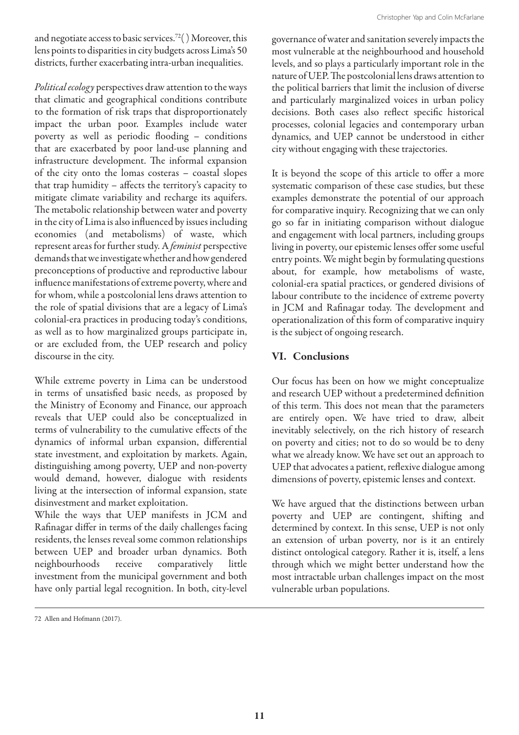and negotiate access to basic services.[72]( ) Moreover, this lens points to disparities in city budgets across Lima's 50 districts, further exacerbating intra-urban inequalities.

*Political ecology* perspectives draw attention to the ways that climatic and geographical conditions contribute to the formation of risk traps that disproportionately impact the urban poor. Examples include water poverty as well as periodic flooding – conditions that are exacerbated by poor land-use planning and infrastructure development. The informal expansion of the city onto the lomas costeras – coastal slopes that trap humidity – affects the territory's capacity to mitigate climate variability and recharge its aquifers. The metabolic relationship between water and poverty in the city of Lima is also influenced by issues including economies (and metabolisms) of waste, which represent areas for further study. A *feminist* perspective demands that we investigate whether and how gendered preconceptions of productive and reproductive labour influence manifestations of extreme poverty, where and for whom, while a postcolonial lens draws attention to the role of spatial divisions that are a legacy of Lima's colonial-era practices in producing today's conditions, as well as to how marginalized groups participate in, or are excluded from, the UEP research and policy discourse in the city.

While extreme poverty in Lima can be understood in terms of unsatisfied basic needs, as proposed by the Ministry of Economy and Finance, our approach reveals that UEP could also be conceptualized in terms of vulnerability to the cumulative effects of the dynamics of informal urban expansion, differential state investment, and exploitation by markets. Again, distinguishing among poverty, UEP and non-poverty would demand, however, dialogue with residents living at the intersection of informal expansion, state disinvestment and market exploitation.

While the ways that UEP manifests in JCM and Rafinagar differ in terms of the daily challenges facing residents, the lenses reveal some common relationships between UEP and broader urban dynamics. Both neighbourhoods receive comparatively little investment from the municipal government and both have only partial legal recognition. In both, city-level governance of water and sanitation severely impacts the most vulnerable at the neighbourhood and household levels, and so plays a particularly important role in the nature of UEP. The postcolonial lens draws attention to the political barriers that limit the inclusion of diverse and particularly marginalized voices in urban policy decisions. Both cases also reflect specific historical processes, colonial legacies and contemporary urban dynamics, and UEP cannot be understood in either city without engaging with these trajectories.

It is beyond the scope of this article to offer a more systematic comparison of these case studies, but these examples demonstrate the potential of our approach for comparative inquiry. Recognizing that we can only go so far in initiating comparison without dialogue and engagement with local partners, including groups living in poverty, our epistemic lenses offer some useful entry points. We might begin by formulating questions about, for example, how metabolisms of waste, colonial-era spatial practices, or gendered divisions of labour contribute to the incidence of extreme poverty in JCM and Rafinagar today. The development and operationalization of this form of comparative inquiry is the subject of ongoing research.

## VI. Conclusions

Our focus has been on how we might conceptualize and research UEP without a predetermined definition of this term. This does not mean that the parameters are entirely open. We have tried to draw, albeit inevitably selectively, on the rich history of research on poverty and cities; not to do so would be to deny what we already know. We have set out an approach to UEP that advocates a patient, reflexive dialogue among dimensions of poverty, epistemic lenses and context.

We have argued that the distinctions between urban poverty and UEP are contingent, shifting and determined by context. In this sense, UEP is not only an extension of urban poverty, nor is it an entirely distinct ontological category. Rather it is, itself, a lens through which we might better understand how the most intractable urban challenges impact on the most vulnerable urban populations.

72 Allen and Hofmann (2017).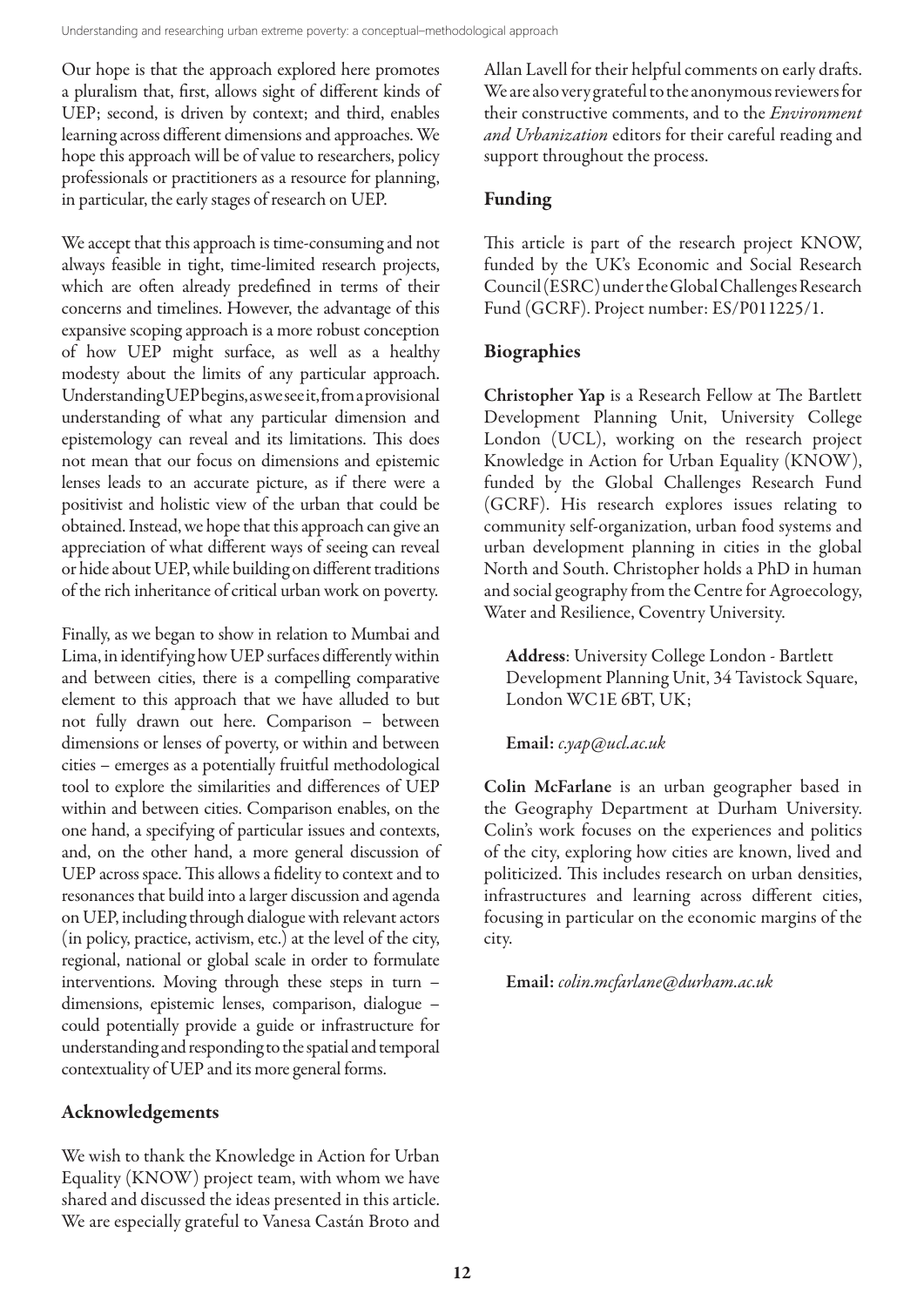Our hope is that the approach explored here promotes a pluralism that, first, allows sight of different kinds of UEP; second, is driven by context; and third, enables learning across different dimensions and approaches. We hope this approach will be of value to researchers, policy professionals or practitioners as a resource for planning, in particular, the early stages of research on UEP.

We accept that this approach is time-consuming and not always feasible in tight, time-limited research projects, which are often already predefined in terms of their concerns and timelines. However, the advantage of this expansive scoping approach is a more robust conception of how UEP might surface, as well as a healthy modesty about the limits of any particular approach. Understanding UEP begins, as we see it, from a provisional understanding of what any particular dimension and epistemology can reveal and its limitations. This does not mean that our focus on dimensions and epistemic lenses leads to an accurate picture, as if there were a positivist and holistic view of the urban that could be obtained. Instead, we hope that this approach can give an appreciation of what different ways of seeing can reveal or hide about UEP, while building on different traditions of the rich inheritance of critical urban work on poverty.

Finally, as we began to show in relation to Mumbai and Lima, in identifying how UEP surfaces differently within and between cities, there is a compelling comparative element to this approach that we have alluded to but not fully drawn out here. Comparison – between dimensions or lenses of poverty, or within and between cities – emerges as a potentially fruitful methodological tool to explore the similarities and differences of UEP within and between cities. Comparison enables, on the one hand, a specifying of particular issues and contexts, and, on the other hand, a more general discussion of UEP across space. This allows a fidelity to context and to resonances that build into a larger discussion and agenda on UEP, including through dialogue with relevant actors (in policy, practice, activism, etc.) at the level of the city, regional, national or global scale in order to formulate interventions. Moving through these steps in turn – dimensions, epistemic lenses, comparison, dialogue – could potentially provide a guide or infrastructure for understanding and responding to the spatial and temporal contextuality of UEP and its more general forms.

## Acknowledgements

We wish to thank the Knowledge in Action for Urban Equality (KNOW) project team, with whom we have shared and discussed the ideas presented in this article. We are especially grateful to Vanesa Castán Broto and Allan Lavell for their helpful comments on early drafts. We are also very grateful to the anonymous reviewers for their constructive comments, and to the *Environment and Urbanization* editors for their careful reading and support throughout the process.

## Funding

This article is part of the research project KNOW, funded by the UK's Economic and Social Research Council (ESRC) under the Global Challenges Research Fund (GCRF). Project number: ES/P011225/1.

## Biographies

**Christopher Yap** is a Research Fellow at The Bartlett Development Planning Unit, University College London (UCL), working on the research project Knowledge in Action for Urban Equality (KNOW), funded by the Global Challenges Research Fund (GCRF). His research explores issues relating to community self-organization, urban food systems and urban development planning in cities in the global North and South. Christopher holds a PhD in human and social geography from the Centre for Agroecology, Water and Resilience, Coventry University.

> **Address**: University College London - Bartlett Development Planning Unit, 34 Tavistock Square, London WC1E 6BT, UK;
>
> **Email:** *c.yap@ucl.ac.uk*

**Colin McFarlane** is an urban geographer based in the Geography Department at Durham University. Colin's work focuses on the experiences and politics of the city, exploring how cities are known, lived and politicized. This includes research on urban densities, infrastructures and learning across different cities, focusing in particular on the economic margins of the city.

> **Email:** *colin.mcfarlane@durham.ac.uk*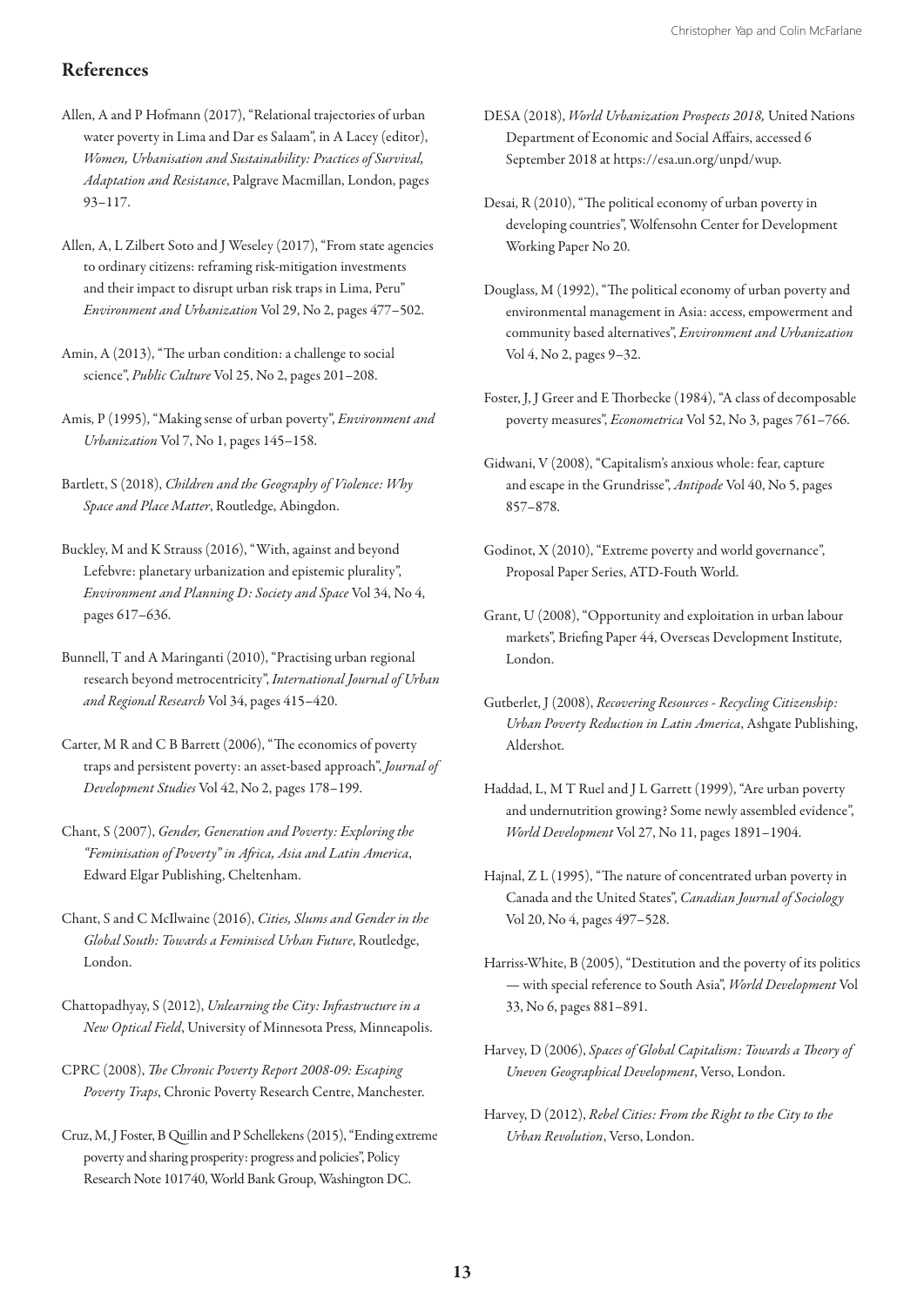## References

Allen, A and P Hofmann (2017), "Relational trajectories of urban water poverty in Lima and Dar es Salaam", in A Lacey (editor), *Women, Urbanisation and Sustainability: Practices of Survival, Adaptation and Resistance*, Palgrave Macmillan, London, pages 93–117.

Allen, A, L Zilbert Soto and J Weseley (2017), "From state agencies to ordinary citizens: reframing risk-mitigation investments and their impact to disrupt urban risk traps in Lima, Peru" *Environment and Urbanization* Vol 29, No 2, pages 477–502.

Amin, A (2013), "The urban condition: a challenge to social science", *Public Culture* Vol 25, No 2, pages 201–208.

Amis, P (1995), "Making sense of urban poverty", *Environment and Urbanization* Vol 7, No 1, pages 145–158.

Bartlett, S (2018), *Children and the Geography of Violence: Why Space and Place Matter*, Routledge, Abingdon.

Buckley, M and K Strauss (2016), "With, against and beyond Lefebvre: planetary urbanization and epistemic plurality", *Environment and Planning D: Society and Space* Vol 34, No 4, pages 617–636.

Bunnell, T and A Maringanti (2010), "Practising urban regional research beyond metrocentricity", *International Journal of Urban and Regional Research* Vol 34, pages 415–420.

Carter, M R and C B Barrett (2006), "The economics of poverty traps and persistent poverty: an asset-based approach", *Journal of Development Studies* Vol 42, No 2, pages 178–199.

Chant, S (2007), *Gender, Generation and Poverty: Exploring the "Feminisation of Poverty" in Africa, Asia and Latin America*, Edward Elgar Publishing, Cheltenham.

Chant, S and C McIlwaine (2016), *Cities, Slums and Gender in the Global South: Towards a Feminised Urban Future*, Routledge, London.

Chattopadhyay, S (2012), *Unlearning the City: Infrastructure in a New Optical Field*, University of Minnesota Press, Minneapolis.

CPRC (2008), *The Chronic Poverty Report 2008-09: Escaping Poverty Traps*, Chronic Poverty Research Centre, Manchester.

Cruz, M, J Foster, B Quillin and P Schellekens (2015), "Ending extreme poverty and sharing prosperity: progress and policies", Policy Research Note 101740, World Bank Group, Washington DC.

DESA (2018), *World Urbanization Prospects 2018,* United Nations Department of Economic and Social Affairs, accessed 6 September 2018 at https://esa.un.org/unpd/wup.

Desai, R (2010), "The political economy of urban poverty in developing countries", Wolfensohn Center for Development Working Paper No 20.

Douglass, M (1992), "The political economy of urban poverty and environmental management in Asia: access, empowerment and community based alternatives", *Environment and Urbanization* Vol 4, No 2, pages 9–32.

Foster, J, J Greer and E Thorbecke (1984), "A class of decomposable poverty measures", *Econometrica* Vol 52, No 3, pages 761–766.

Gidwani, V (2008), "Capitalism's anxious whole: fear, capture and escape in the Grundrisse", *Antipode* Vol 40, No 5, pages 857–878.

Godinot, X (2010), "Extreme poverty and world governance", Proposal Paper Series, ATD-Fouth World.

Grant, U (2008), "Opportunity and exploitation in urban labour markets", Briefing Paper 44, Overseas Development Institute, London.

Gutberlet, J (2008), *Recovering Resources - Recycling Citizenship: Urban Poverty Reduction in Latin America*, Ashgate Publishing, Aldershot.

Haddad, L, M T Ruel and J L Garrett (1999), "Are urban poverty and undernutrition growing? Some newly assembled evidence", *World Development* Vol 27, No 11, pages 1891–1904.

Hajnal, Z L (1995), "The nature of concentrated urban poverty in Canada and the United States", *Canadian Journal of Sociology* Vol 20, No 4, pages 497–528.

Harriss-White, B (2005), "Destitution and the poverty of its politics — with special reference to South Asia", *World Development* Vol 33, No 6, pages 881–891.

Harvey, D (2006), *Spaces of Global Capitalism: Towards a Theory of Uneven Geographical Development*, Verso, London.

Harvey, D (2012), *Rebel Cities: From the Right to the City to the Urban Revolution*, Verso, London.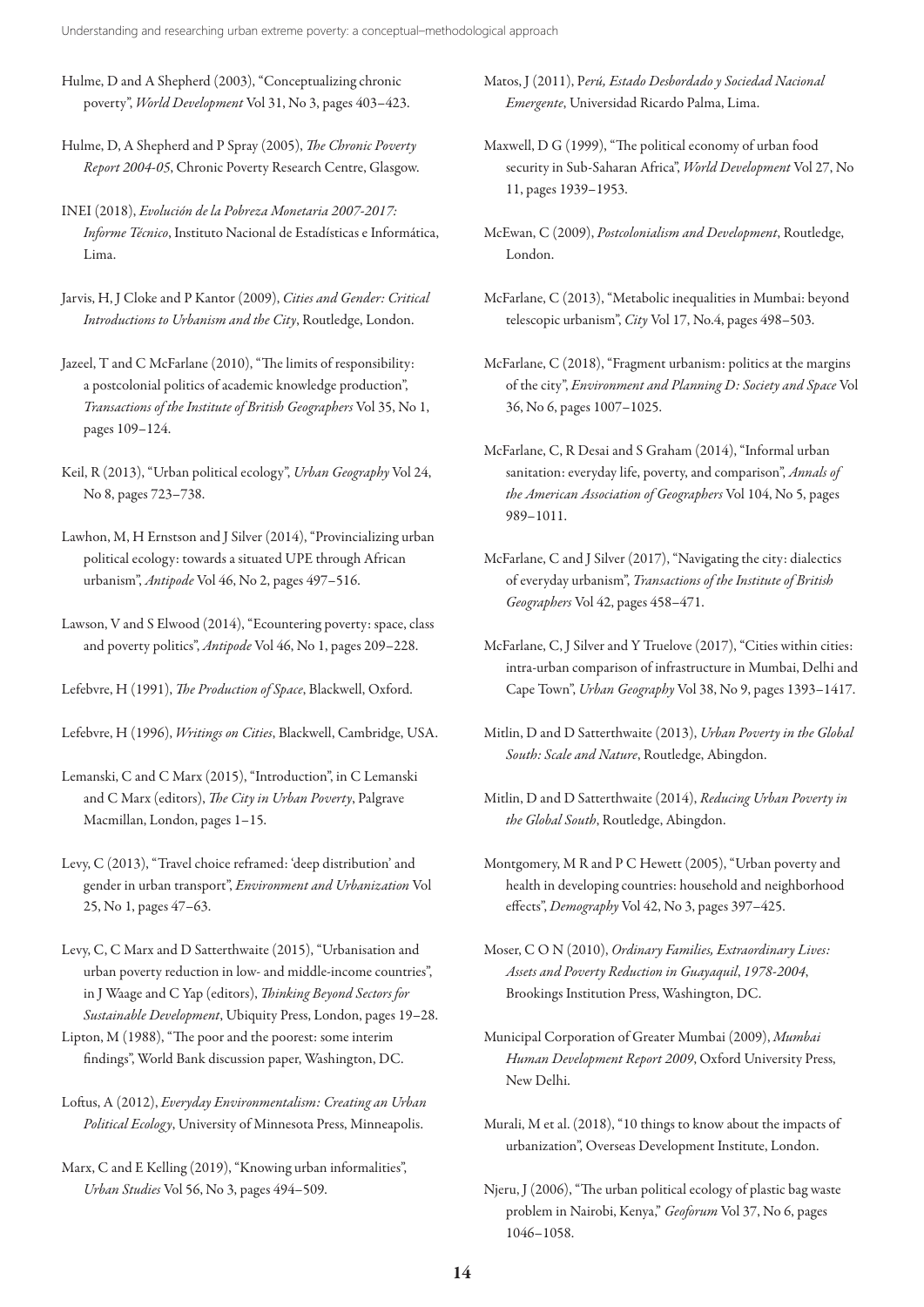Hulme, D and A Shepherd (2003), "Conceptualizing chronic poverty", *World Development* Vol 31, No 3, pages 403–423.

Hulme, D, A Shepherd and P Spray (2005), *The Chronic Poverty Report 2004-05*, Chronic Poverty Research Centre, Glasgow.

INEI (2018), *Evolución de la Pobreza Monetaria 2007-2017: Informe Técnico*, Instituto Nacional de Estadísticas e Informática, Lima.

Jarvis, H, J Cloke and P Kantor (2009), *Cities and Gender: Critical Introductions to Urbanism and the City*, Routledge, London.

Jazeel, T and C McFarlane (2010), "The limits of responsibility: a postcolonial politics of academic knowledge production", *Transactions of the Institute of British Geographers* Vol 35, No 1, pages 109–124.

Keil, R (2013), "Urban political ecology", *Urban Geography* Vol 24, No 8, pages 723–738.

Lawhon, M, H Ernstson and J Silver (2014), "Provincializing urban political ecology: towards a situated UPE through African urbanism", *Antipode* Vol 46, No 2, pages 497–516.

Lawson, V and S Elwood (2014), "Ecountering poverty: space, class and poverty politics", *Antipode* Vol 46, No 1, pages 209–228.

Lefebvre, H (1991), *The Production of Space*, Blackwell, Oxford.

Lefebvre, H (1996), *Writings on Cities*, Blackwell, Cambridge, USA.

Lemanski, C and C Marx (2015), "Introduction", in C Lemanski and C Marx (editors), *The City in Urban Poverty*, Palgrave Macmillan, London, pages 1–15.

Levy, C (2013), "Travel choice reframed: 'deep distribution' and gender in urban transport", *Environment and Urbanization* Vol 25, No 1, pages 47–63.

Levy, C, C Marx and D Satterthwaite (2015), "Urbanisation and urban poverty reduction in low- and middle-income countries", in J Waage and C Yap (editors), *Thinking Beyond Sectors for Sustainable Development*, Ubiquity Press, London, pages 19–28.

Lipton, M (1988), "The poor and the poorest: some interim findings", World Bank discussion paper, Washington, DC.

Loftus, A (2012), *Everyday Environmentalism: Creating an Urban Political Ecology*, University of Minnesota Press, Minneapolis.

Marx, C and E Kelling (2019), "Knowing urban informalities", *Urban Studies* Vol 56, No 3, pages 494–509.

Matos, J (2011), P*erú, Estado Desbordado y Sociedad Nacional Emergente*, Universidad Ricardo Palma, Lima.

Maxwell, D G (1999), "The political economy of urban food security in Sub-Saharan Africa", *World Development* Vol 27, No 11, pages 1939–1953.

McEwan, C (2009), *Postcolonialism and Development*, Routledge, London.

McFarlane, C (2013), "Metabolic inequalities in Mumbai: beyond telescopic urbanism", *City* Vol 17, No.4, pages 498–503.

McFarlane, C (2018), "Fragment urbanism: politics at the margins of the city", *Environment and Planning D: Society and Space* Vol 36, No 6, pages 1007–1025.

McFarlane, C, R Desai and S Graham (2014), "Informal urban sanitation: everyday life, poverty, and comparison", *Annals of the American Association of Geographers* Vol 104, No 5, pages 989–1011.

McFarlane, C and J Silver (2017), "Navigating the city: dialectics of everyday urbanism", *Transactions of the Institute of British Geographers* Vol 42, pages 458–471.

McFarlane, C, J Silver and Y Truelove (2017), "Cities within cities: intra-urban comparison of infrastructure in Mumbai, Delhi and Cape Town", *Urban Geography* Vol 38, No 9, pages 1393–1417.

Mitlin, D and D Satterthwaite (2013), *Urban Poverty in the Global South: Scale and Nature*, Routledge, Abingdon.

Mitlin, D and D Satterthwaite (2014), *Reducing Urban Poverty in the Global South*, Routledge, Abingdon.

Montgomery, M R and P C Hewett (2005), "Urban poverty and health in developing countries: household and neighborhood effects", *Demography* Vol 42, No 3, pages 397–425.

Moser, C O N (2010), *Ordinary Families, Extraordinary Lives: Assets and Poverty Reduction in Guayaquil, 1978-2004*, Brookings Institution Press, Washington, DC.

Municipal Corporation of Greater Mumbai (2009), *Mumbai Human Development Report 2009*, Oxford University Press, New Delhi.

Murali, M et al. (2018), "10 things to know about the impacts of urbanization", Overseas Development Institute, London.

Njeru, J (2006), "The urban political ecology of plastic bag waste problem in Nairobi, Kenya," *Geoforum* Vol 37, No 6, pages 1046–1058.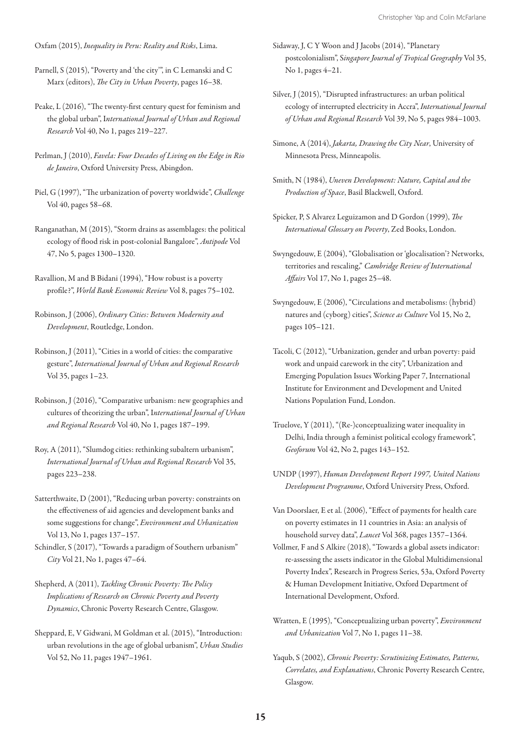Oxfam (2015), *Inequality in Peru: Reality and Risks*, Lima.

Parnell, S (2015), "Poverty and 'the city'", in C Lemanski and C Marx (editors), *The City in Urban Poverty*, pages 16–38.

Peake, L (2016), "The twenty-first century quest for feminism and the global urban", I*nternational Journal of Urban and Regional Research* Vol 40, No 1, pages 219–227.

Perlman, J (2010), *Favela: Four Decades of Living on the Edge in Rio de Janeiro*, Oxford University Press, Abingdon.

Piel, G (1997), "The urbanization of poverty worldwide", *Challenge* Vol 40, pages 58–68.

Ranganathan, M (2015), "Storm drains as assemblages: the political ecology of flood risk in post-colonial Bangalore", *Antipode* Vol 47, No 5, pages 1300–1320.

Ravallion, M and B Bidani (1994), "How robust is a poverty profile?", *World Bank Economic Review* Vol 8, pages 75–102.

Robinson, J (2006), *Ordinary Cities: Between Modernity and Development*, Routledge, London.

Robinson, J (2011), "Cities in a world of cities: the comparative gesture", *International Journal of Urban and Regional Research* Vol 35, pages 1–23.

Robinson, J (2016), "Comparative urbanism: new geographies and cultures of theorizing the urban", I*nternational Journal of Urban and Regional Research* Vol 40, No 1, pages 187–199.

Roy, A (2011), "Slumdog cities: rethinking subaltern urbanism", *International Journal of Urban and Regional Research* Vol 35, pages 223–238.

Satterthwaite, D (2001), "Reducing urban poverty: constraints on the effectiveness of aid agencies and development banks and some suggestions for change", *Environment and Urbanization* Vol 13, No 1, pages 137–157.

Schindler, S (2017), "Towards a paradigm of Southern urbanism" *City* Vol 21, No 1, pages 47–64.

Shepherd, A (2011), *Tackling Chronic Poverty: The Policy Implications of Research on Chronic Poverty and Poverty Dynamics*, Chronic Poverty Research Centre, Glasgow.

Sheppard, E, V Gidwani, M Goldman et al. (2015), "Introduction: urban revolutions in the age of global urbanism", *Urban Studies* Vol 52, No 11, pages 1947–1961.

Sidaway, J, C Y Woon and J Jacobs (2014), "Planetary postcolonialism", S*ingapore Journal of Tropical Geography* Vol 35, No 1, pages 4–21.

Silver, J (2015), "Disrupted infrastructures: an urban political ecology of interrupted electricity in Accra", *International Journal of Urban and Regional Research* Vol 39, No 5, pages 984–1003.

Simone, A (2014), *Jakarta, Drawing the City Near*, University of Minnesota Press, Minneapolis.

Smith, N (1984), *Uneven Development: Nature, Capital and the Production of Space*, Basil Blackwell, Oxford.

Spicker, P, S Alvarez Leguizamon and D Gordon (1999), *The International Glossary on Poverty*, Zed Books, London.

Swyngedouw, E (2004), "Globalisation or 'glocalisation'? Networks, territories and rescaling," *Cambridge Review of International Affairs* Vol 17, No 1, pages 25–48.

Swyngedouw, E (2006), "Circulations and metabolisms: (hybrid) natures and (cyborg) cities", *Science as Culture* Vol 15, No 2, pages 105–121.

Tacoli, C (2012), "Urbanization, gender and urban poverty: paid work and unpaid carework in the city", Urbanization and Emerging Population Issues Working Paper 7, International Institute for Environment and Development and United Nations Population Fund, London.

Truelove, Y (2011), "(Re-)conceptualizing water inequality in Delhi, India through a feminist political ecology framework", *Geoforum* Vol 42, No 2, pages 143–152.

UNDP (1997), *Human Development Report 1997, United Nations Development Programme*, Oxford University Press, Oxford.

Van Doorslaer, E et al. (2006), "Effect of payments for health care on poverty estimates in 11 countries in Asia: an analysis of household survey data", *Lancet* Vol 368, pages 1357–1364.

Vollmer, F and S Alkire (2018), "Towards a global assets indicator: re-assessing the assets indicator in the Global Multidimensional Poverty Index", Research in Progress Series, 53a, Oxford Poverty & Human Development Initiative, Oxford Department of International Development, Oxford.

Wratten, E (1995), "Conceptualizing urban poverty", *Environment and Urbanization* Vol 7, No 1, pages 11–38.

Yaqub, S (2002), *Chronic Poverty: Scrutinizing Estimates, Patterns, Correlates, and Explanations*, Chronic Poverty Research Centre, Glasgow.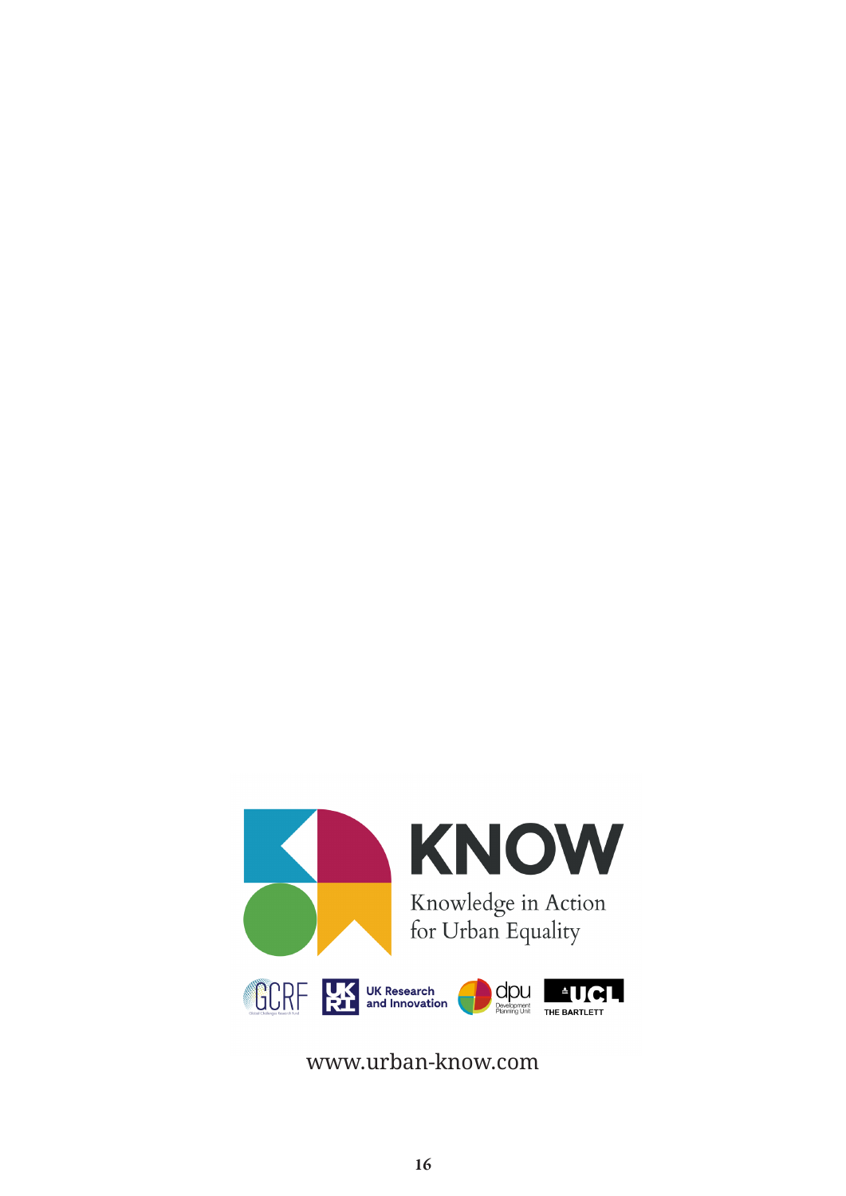KNOW

Knowledge in Action
for Urban Equality

GCRF

UK Research and Innovation

dpu
Development Planning Unit

UCL
THE BARTLETT

www.urban-know.com